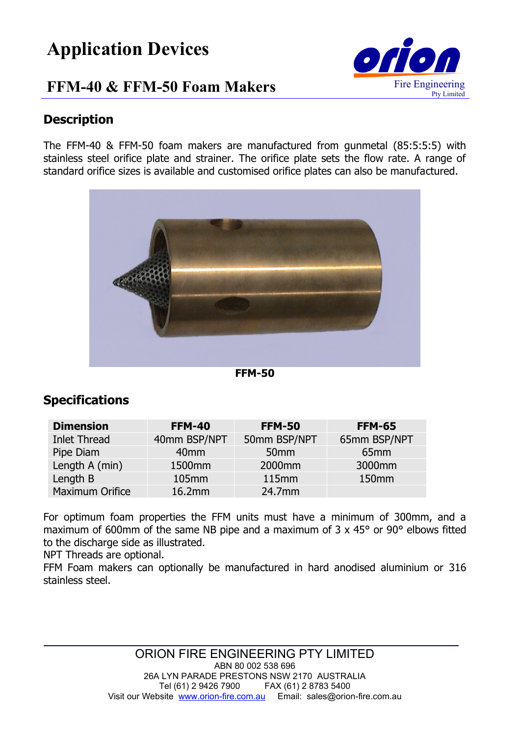# Application Devices

## FFM-40 & FFM-50 Foam Makers

### Description

The FFM-40 & FFM-50 foam makers are manufactured from gunmetal (85:5:5:5) with stainless steel orifice plate and strainer. The orifice plate sets the flow rate. A range of standard orifice sizes is available and customised orifice plates can also be manufactured.

**FFM-50**

### Specifications

| Dimension | FFM-40 | FFM-50 | FFM-65 |
|---|---|---|---|
| Inlet Thread | 40mm BSP/NPT | 50mm BSP/NPT | 65mm BSP/NPT |
| Pipe Diam | 40mm | 50mm | 65mm |
| Length A (min) | 1500mm | 2000mm | 3000mm |
| Length B | 105mm | 115mm | 150mm |
| Maximum Orifice | 16.2mm | 24.7mm | |

For optimum foam properties the FFM units must have a minimum of 300mm, and a maximum of 600mm of the same NB pipe and a maximum of 3 x 45° or 90° elbows fitted to the discharge side as illustrated.
NPT Threads are optional.
FFM Foam makers can optionally be manufactured in hard anodised aluminium or 316 stainless steel.

ORION FIRE ENGINEERING PTY LIMITED
ABN 80 002 538 696
26A LYN PARADE PRESTONS NSW 2170 AUSTRALIA
Tel (61) 2 9426 7900 FAX (61) 2 8783 5400
Visit our Website www.orion-fire.com.au Email: sales@orion-fire.com.au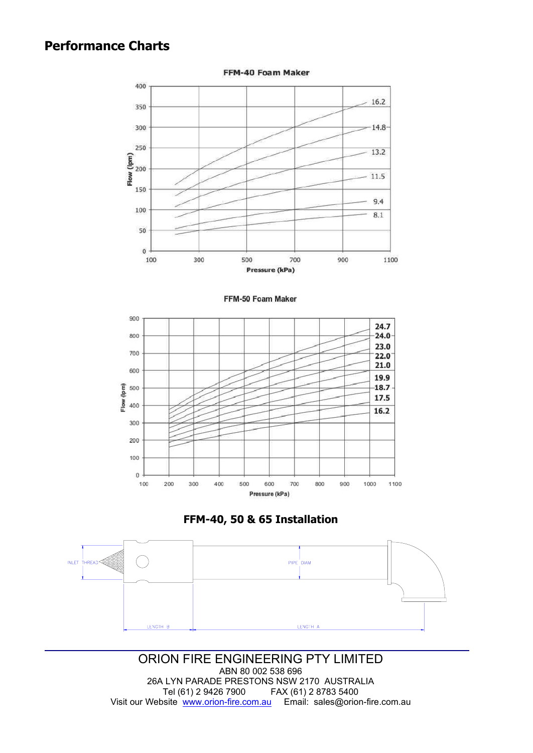## Performance Charts

FFM-40 Foam Maker

Flow (lpm)

400
350
300
250
200
150
100
50
0

100 300 500 700 900 1100

Pressure (kPa)

16.2
14.8
13.2
11.5
9.4
8.1

FFM-50 Foam Maker

Flow (lpm)

900
800
700
600
500
400
300
200
100
0

100 200 300 400 500 600 700 800 900 1000 1100

Pressure (kPa)

24.7
24.0
23.0
22.0
21.0
19.9
18.7
17.5
16.2

## FFM-40, 50 & 65 Installation

INLET THREAD

PIPE DIAM

LENGTH B

LENGTH A

ORION FIRE ENGINEERING PTY LIMITED
ABN 80 002 538 696
26A LYN PARADE PRESTONS NSW 2170 AUSTRALIA
Tel (61) 2 9426 7900 FAX (61) 2 8783 5400
Visit our Website www.orion-fire.com.au Email: sales@orion-fire.com.au